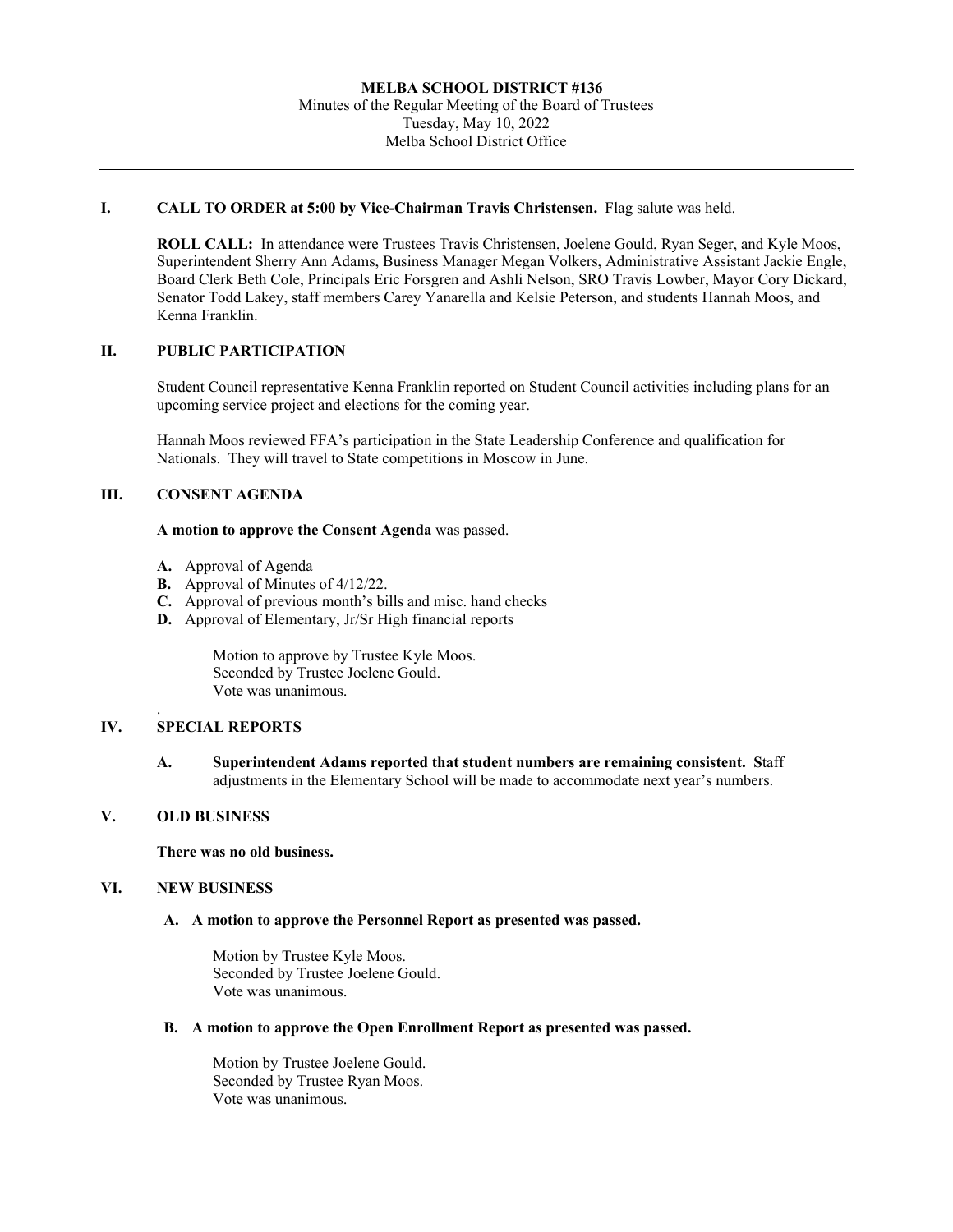**MELBA SCHOOL DISTRICT #136**
Minutes of the Regular Meeting of the Board of Trustees
Tuesday, May 10, 2022
Melba School District Office

---

**I. CALL TO ORDER at 5:00 by Vice-Chairman Travis Christensen.** Flag salute was held.

**ROLL CALL:** In attendance were Trustees Travis Christensen, Joelene Gould, Ryan Seger, and Kyle Moos, Superintendent Sherry Ann Adams, Business Manager Megan Volkers, Administrative Assistant Jackie Engle, Board Clerk Beth Cole, Principals Eric Forsgren and Ashli Nelson, SRO Travis Lowber, Mayor Cory Dickard, Senator Todd Lakey, staff members Carey Yanarella and Kelsie Peterson, and students Hannah Moos, and Kenna Franklin.

**II. PUBLIC PARTICIPATION**

Student Council representative Kenna Franklin reported on Student Council activities including plans for an upcoming service project and elections for the coming year.

Hannah Moos reviewed FFA's participation in the State Leadership Conference and qualification for Nationals. They will travel to State competitions in Moscow in June.

**III. CONSENT AGENDA**

**A motion to approve the Consent Agenda** was passed.

- **A.** Approval of Agenda
- **B.** Approval of Minutes of 4/12/22.
- **C.** Approval of previous month's bills and misc. hand checks
- **D.** Approval of Elementary, Jr/Sr High financial reports

Motion to approve by Trustee Kyle Moos.
Seconded by Trustee Joelene Gould.
Vote was unanimous.

.

**IV. SPECIAL REPORTS**

**A. Superintendent Adams reported that student numbers are remaining consistent. S**taff adjustments in the Elementary School will be made to accommodate next year's numbers.

**V. OLD BUSINESS**

**There was no old business.**

**VI. NEW BUSINESS**

**A. A motion to approve the Personnel Report as presented was passed.**

Motion by Trustee Kyle Moos.
Seconded by Trustee Joelene Gould.
Vote was unanimous.

**B. A motion to approve the Open Enrollment Report as presented was passed.**

Motion by Trustee Joelene Gould.
Seconded by Trustee Ryan Moos.
Vote was unanimous.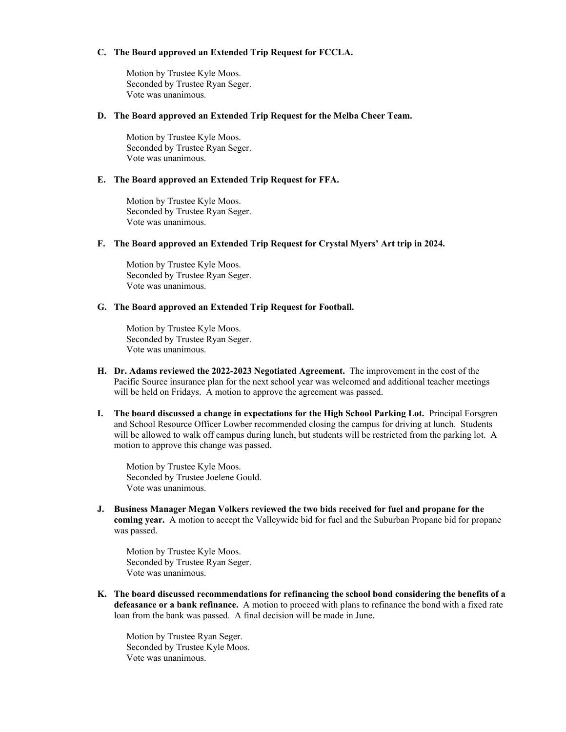**C. The Board approved an Extended Trip Request for FCCLA.**

Motion by Trustee Kyle Moos.
Seconded by Trustee Ryan Seger.
Vote was unanimous.

**D. The Board approved an Extended Trip Request for the Melba Cheer Team.**

Motion by Trustee Kyle Moos.
Seconded by Trustee Ryan Seger.
Vote was unanimous.

**E. The Board approved an Extended Trip Request for FFA.**

Motion by Trustee Kyle Moos.
Seconded by Trustee Ryan Seger.
Vote was unanimous.

**F. The Board approved an Extended Trip Request for Crystal Myers' Art trip in 2024.**

Motion by Trustee Kyle Moos.
Seconded by Trustee Ryan Seger.
Vote was unanimous.

**G. The Board approved an Extended Trip Request for Football.**

Motion by Trustee Kyle Moos.
Seconded by Trustee Ryan Seger.
Vote was unanimous.

**H. Dr. Adams reviewed the 2022-2023 Negotiated Agreement.** The improvement in the cost of the Pacific Source insurance plan for the next school year was welcomed and additional teacher meetings will be held on Fridays. A motion to approve the agreement was passed.

**I. The board discussed a change in expectations for the High School Parking Lot.** Principal Forsgren and School Resource Officer Lowber recommended closing the campus for driving at lunch. Students will be allowed to walk off campus during lunch, but students will be restricted from the parking lot. A motion to approve this change was passed.

Motion by Trustee Kyle Moos.
Seconded by Trustee Joelene Gould.
Vote was unanimous.

**J. Business Manager Megan Volkers reviewed the two bids received for fuel and propane for the coming year.** A motion to accept the Valleywide bid for fuel and the Suburban Propane bid for propane was passed.

Motion by Trustee Kyle Moos.
Seconded by Trustee Ryan Seger.
Vote was unanimous.

**K. The board discussed recommendations for refinancing the school bond considering the benefits of a defeasance or a bank refinance.** A motion to proceed with plans to refinance the bond with a fixed rate loan from the bank was passed. A final decision will be made in June.

Motion by Trustee Ryan Seger.
Seconded by Trustee Kyle Moos.
Vote was unanimous.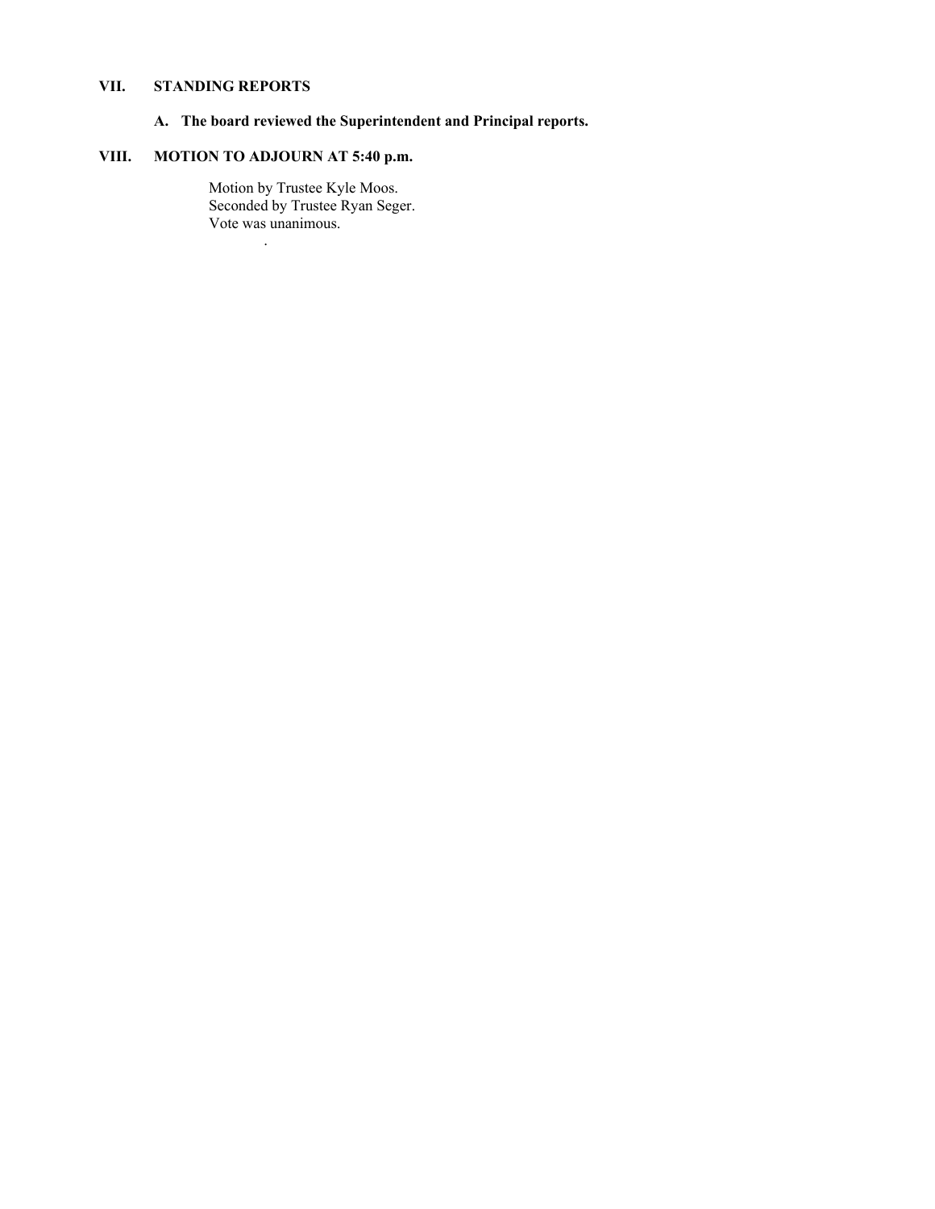## VII. STANDING REPORTS

**A. The board reviewed the Superintendent and Principal reports.**

## VIII. MOTION TO ADJOURN AT 5:40 p.m.

Motion by Trustee Kyle Moos.
Seconded by Trustee Ryan Seger.
Vote was unanimous.
.